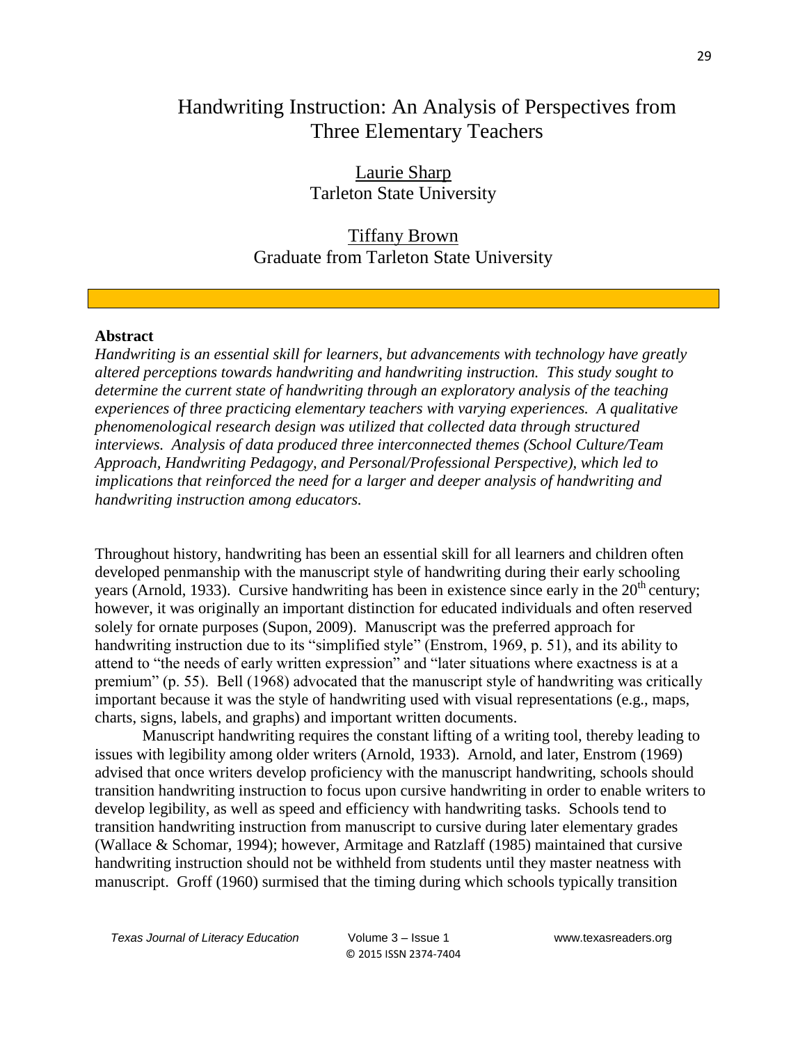# Handwriting Instruction: An Analysis of Perspectives from Three Elementary Teachers

Laurie Sharp
Tarleton State University

Tiffany Brown
Graduate from Tarleton State University

**Abstract**

*Handwriting is an essential skill for learners, but advancements with technology have greatly altered perceptions towards handwriting and handwriting instruction. This study sought to determine the current state of handwriting through an exploratory analysis of the teaching experiences of three practicing elementary teachers with varying experiences. A qualitative phenomenological research design was utilized that collected data through structured interviews. Analysis of data produced three interconnected themes (School Culture/Team Approach, Handwriting Pedagogy, and Personal/Professional Perspective), which led to implications that reinforced the need for a larger and deeper analysis of handwriting and handwriting instruction among educators.*

Throughout history, handwriting has been an essential skill for all learners and children often developed penmanship with the manuscript style of handwriting during their early schooling years (Arnold, 1933). Cursive handwriting has been in existence since early in the 20th century; however, it was originally an important distinction for educated individuals and often reserved solely for ornate purposes (Supon, 2009). Manuscript was the preferred approach for handwriting instruction due to its "simplified style" (Enstrom, 1969, p. 51), and its ability to attend to "the needs of early written expression" and "later situations where exactness is at a premium" (p. 55). Bell (1968) advocated that the manuscript style of handwriting was critically important because it was the style of handwriting used with visual representations (e.g., maps, charts, signs, labels, and graphs) and important written documents.

Manuscript handwriting requires the constant lifting of a writing tool, thereby leading to issues with legibility among older writers (Arnold, 1933). Arnold, and later, Enstrom (1969) advised that once writers develop proficiency with the manuscript handwriting, schools should transition handwriting instruction to focus upon cursive handwriting in order to enable writers to develop legibility, as well as speed and efficiency with handwriting tasks. Schools tend to transition handwriting instruction from manuscript to cursive during later elementary grades (Wallace & Schomar, 1994); however, Armitage and Ratzlaff (1985) maintained that cursive handwriting instruction should not be withheld from students until they master neatness with manuscript. Groff (1960) surmised that the timing during which schools typically transition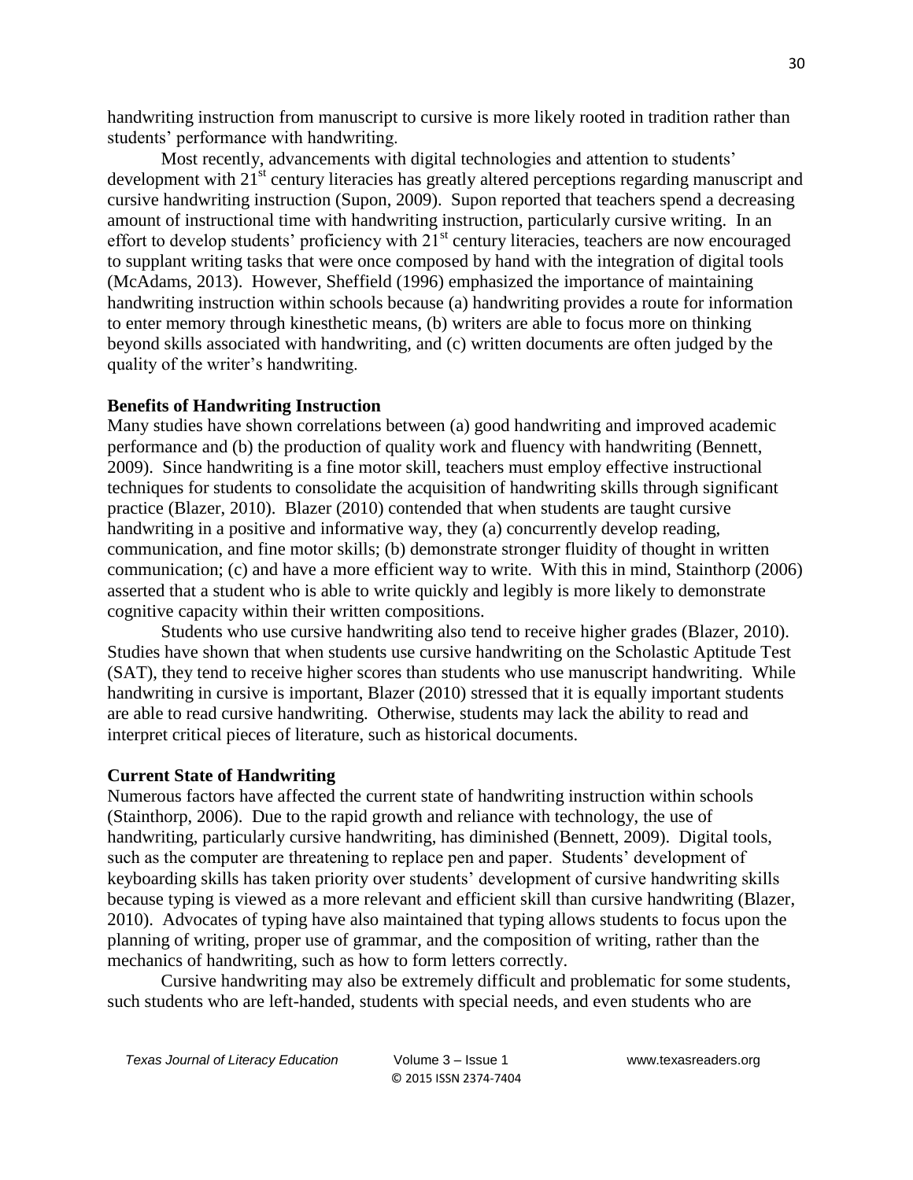handwriting instruction from manuscript to cursive is more likely rooted in tradition rather than students' performance with handwriting.

Most recently, advancements with digital technologies and attention to students' development with 21st century literacies has greatly altered perceptions regarding manuscript and cursive handwriting instruction (Supon, 2009). Supon reported that teachers spend a decreasing amount of instructional time with handwriting instruction, particularly cursive writing. In an effort to develop students' proficiency with 21st century literacies, teachers are now encouraged to supplant writing tasks that were once composed by hand with the integration of digital tools (McAdams, 2013). However, Sheffield (1996) emphasized the importance of maintaining handwriting instruction within schools because (a) handwriting provides a route for information to enter memory through kinesthetic means, (b) writers are able to focus more on thinking beyond skills associated with handwriting, and (c) written documents are often judged by the quality of the writer's handwriting.

**Benefits of Handwriting Instruction**

Many studies have shown correlations between (a) good handwriting and improved academic performance and (b) the production of quality work and fluency with handwriting (Bennett, 2009). Since handwriting is a fine motor skill, teachers must employ effective instructional techniques for students to consolidate the acquisition of handwriting skills through significant practice (Blazer, 2010). Blazer (2010) contended that when students are taught cursive handwriting in a positive and informative way, they (a) concurrently develop reading, communication, and fine motor skills; (b) demonstrate stronger fluidity of thought in written communication; (c) and have a more efficient way to write. With this in mind, Stainthorp (2006) asserted that a student who is able to write quickly and legibly is more likely to demonstrate cognitive capacity within their written compositions.

Students who use cursive handwriting also tend to receive higher grades (Blazer, 2010). Studies have shown that when students use cursive handwriting on the Scholastic Aptitude Test (SAT), they tend to receive higher scores than students who use manuscript handwriting. While handwriting in cursive is important, Blazer (2010) stressed that it is equally important students are able to read cursive handwriting. Otherwise, students may lack the ability to read and interpret critical pieces of literature, such as historical documents.

**Current State of Handwriting**

Numerous factors have affected the current state of handwriting instruction within schools (Stainthorp, 2006). Due to the rapid growth and reliance with technology, the use of handwriting, particularly cursive handwriting, has diminished (Bennett, 2009). Digital tools, such as the computer are threatening to replace pen and paper. Students' development of keyboarding skills has taken priority over students' development of cursive handwriting skills because typing is viewed as a more relevant and efficient skill than cursive handwriting (Blazer, 2010). Advocates of typing have also maintained that typing allows students to focus upon the planning of writing, proper use of grammar, and the composition of writing, rather than the mechanics of handwriting, such as how to form letters correctly.

Cursive handwriting may also be extremely difficult and problematic for some students, such students who are left-handed, students with special needs, and even students who are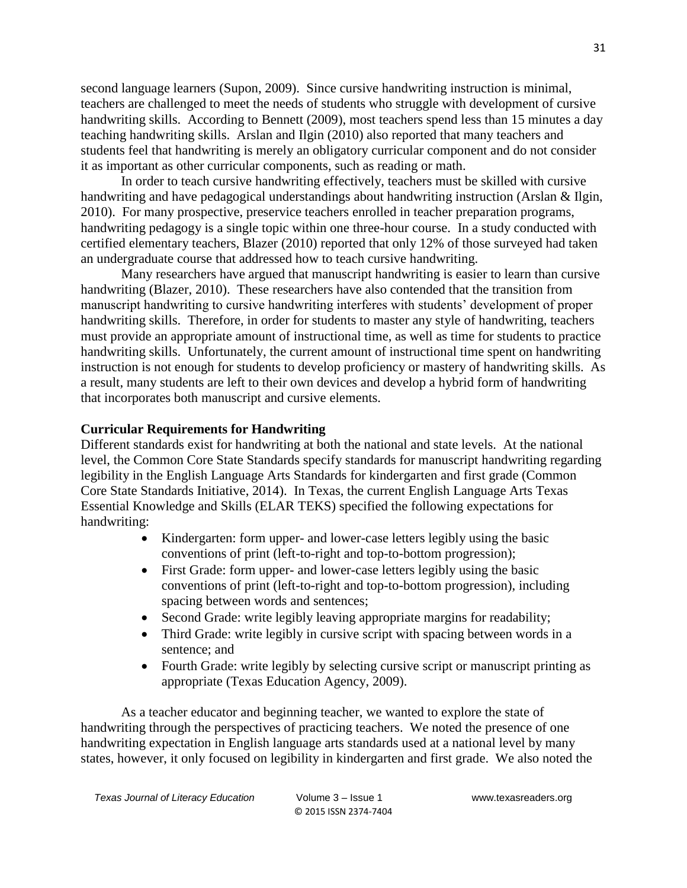second language learners (Supon, 2009). Since cursive handwriting instruction is minimal, teachers are challenged to meet the needs of students who struggle with development of cursive handwriting skills. According to Bennett (2009), most teachers spend less than 15 minutes a day teaching handwriting skills. Arslan and Ilgin (2010) also reported that many teachers and students feel that handwriting is merely an obligatory curricular component and do not consider it as important as other curricular components, such as reading or math.

In order to teach cursive handwriting effectively, teachers must be skilled with cursive handwriting and have pedagogical understandings about handwriting instruction (Arslan & Ilgin, 2010). For many prospective, preservice teachers enrolled in teacher preparation programs, handwriting pedagogy is a single topic within one three-hour course. In a study conducted with certified elementary teachers, Blazer (2010) reported that only 12% of those surveyed had taken an undergraduate course that addressed how to teach cursive handwriting.

Many researchers have argued that manuscript handwriting is easier to learn than cursive handwriting (Blazer, 2010). These researchers have also contended that the transition from manuscript handwriting to cursive handwriting interferes with students' development of proper handwriting skills. Therefore, in order for students to master any style of handwriting, teachers must provide an appropriate amount of instructional time, as well as time for students to practice handwriting skills. Unfortunately, the current amount of instructional time spent on handwriting instruction is not enough for students to develop proficiency or mastery of handwriting skills. As a result, many students are left to their own devices and develop a hybrid form of handwriting that incorporates both manuscript and cursive elements.

### Curricular Requirements for Handwriting

Different standards exist for handwriting at both the national and state levels. At the national level, the Common Core State Standards specify standards for manuscript handwriting regarding legibility in the English Language Arts Standards for kindergarten and first grade (Common Core State Standards Initiative, 2014). In Texas, the current English Language Arts Texas Essential Knowledge and Skills (ELAR TEKS) specified the following expectations for handwriting:

- Kindergarten: form upper- and lower-case letters legibly using the basic conventions of print (left-to-right and top-to-bottom progression);
- First Grade: form upper- and lower-case letters legibly using the basic conventions of print (left-to-right and top-to-bottom progression), including spacing between words and sentences;
- Second Grade: write legibly leaving appropriate margins for readability;
- Third Grade: write legibly in cursive script with spacing between words in a sentence; and
- Fourth Grade: write legibly by selecting cursive script or manuscript printing as appropriate (Texas Education Agency, 2009).

As a teacher educator and beginning teacher, we wanted to explore the state of handwriting through the perspectives of practicing teachers. We noted the presence of one handwriting expectation in English language arts standards used at a national level by many states, however, it only focused on legibility in kindergarten and first grade. We also noted the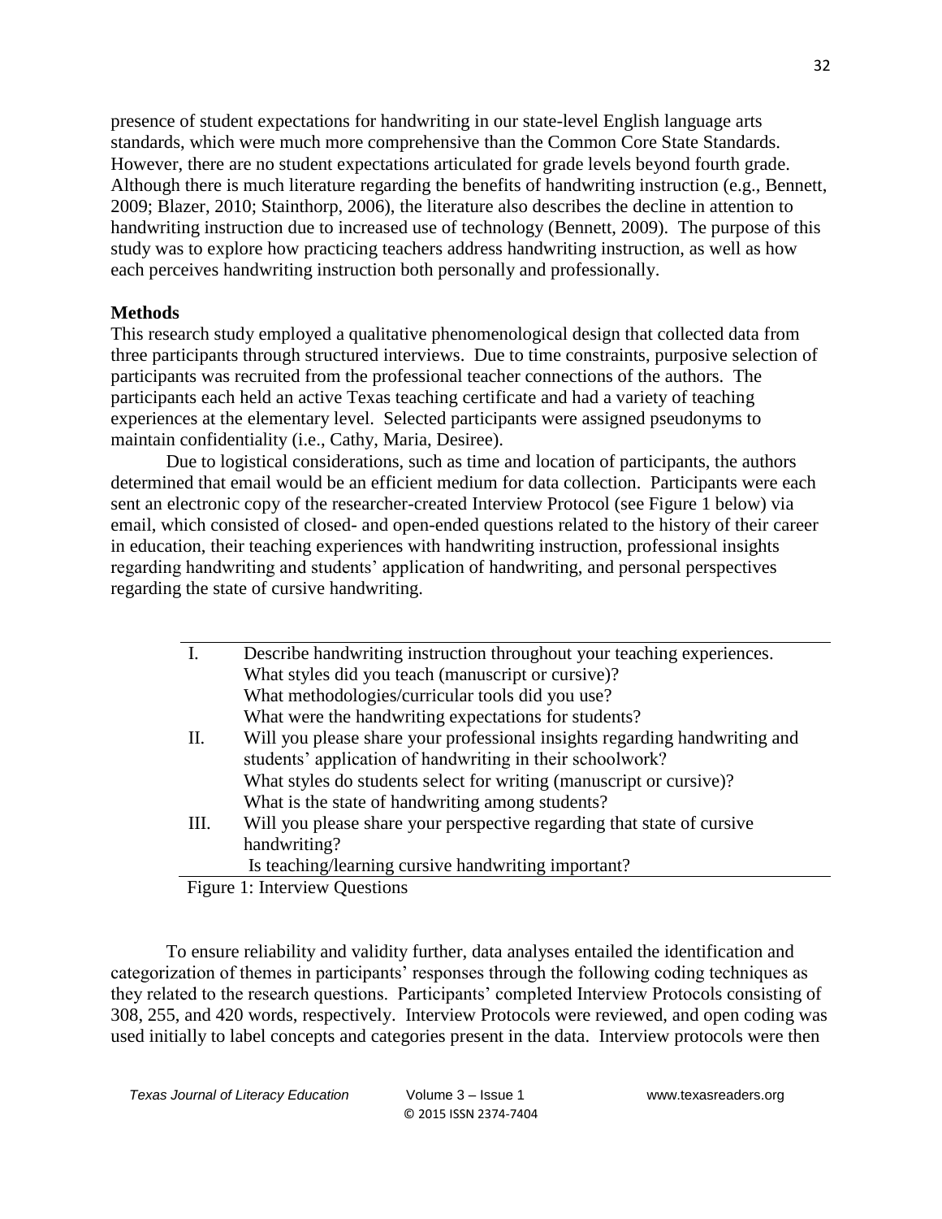presence of student expectations for handwriting in our state-level English language arts standards, which were much more comprehensive than the Common Core State Standards. However, there are no student expectations articulated for grade levels beyond fourth grade. Although there is much literature regarding the benefits of handwriting instruction (e.g., Bennett, 2009; Blazer, 2010; Stainthorp, 2006), the literature also describes the decline in attention to handwriting instruction due to increased use of technology (Bennett, 2009). The purpose of this study was to explore how practicing teachers address handwriting instruction, as well as how each perceives handwriting instruction both personally and professionally.

**Methods**

This research study employed a qualitative phenomenological design that collected data from three participants through structured interviews. Due to time constraints, purposive selection of participants was recruited from the professional teacher connections of the authors. The participants each held an active Texas teaching certificate and had a variety of teaching experiences at the elementary level. Selected participants were assigned pseudonyms to maintain confidentiality (i.e., Cathy, Maria, Desiree).

Due to logistical considerations, such as time and location of participants, the authors determined that email would be an efficient medium for data collection. Participants were each sent an electronic copy of the researcher-created Interview Protocol (see Figure 1 below) via email, which consisted of closed- and open-ended questions related to the history of their career in education, their teaching experiences with handwriting instruction, professional insights regarding handwriting and students' application of handwriting, and personal perspectives regarding the state of cursive handwriting.

| | |
|---|---|
| I. | Describe handwriting instruction throughout your teaching experiences.<br>What styles did you teach (manuscript or cursive)?<br>What methodologies/curricular tools did you use?<br>What were the handwriting expectations for students? |
| II. | Will you please share your professional insights regarding handwriting and students' application of handwriting in their schoolwork?<br>What styles do students select for writing (manuscript or cursive)?<br>What is the state of handwriting among students? |
| III. | Will you please share your perspective regarding that state of cursive handwriting?<br>Is teaching/learning cursive handwriting important? |

Figure 1: Interview Questions

To ensure reliability and validity further, data analyses entailed the identification and categorization of themes in participants' responses through the following coding techniques as they related to the research questions. Participants' completed Interview Protocols consisting of 308, 255, and 420 words, respectively. Interview Protocols were reviewed, and open coding was used initially to label concepts and categories present in the data. Interview protocols were then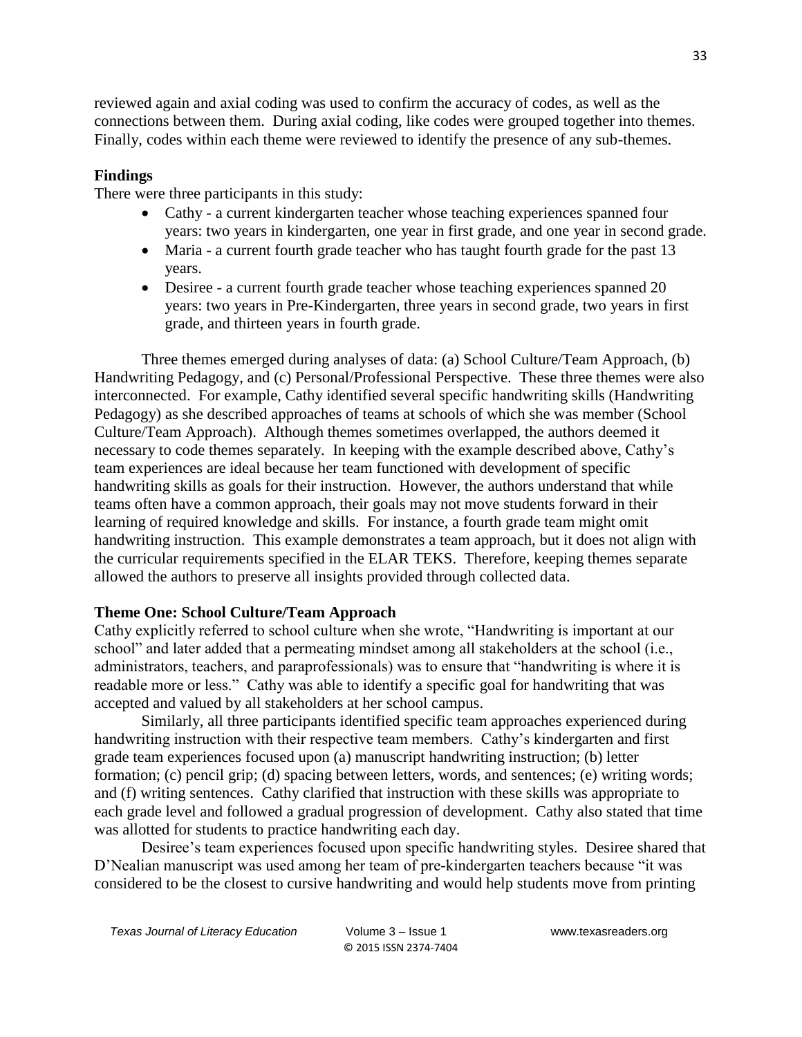reviewed again and axial coding was used to confirm the accuracy of codes, as well as the connections between them. During axial coding, like codes were grouped together into themes. Finally, codes within each theme were reviewed to identify the presence of any sub-themes.

## Findings

There were three participants in this study:

- Cathy - a current kindergarten teacher whose teaching experiences spanned four years: two years in kindergarten, one year in first grade, and one year in second grade.
- Maria - a current fourth grade teacher who has taught fourth grade for the past 13 years.
- Desiree - a current fourth grade teacher whose teaching experiences spanned 20 years: two years in Pre-Kindergarten, three years in second grade, two years in first grade, and thirteen years in fourth grade.

Three themes emerged during analyses of data: (a) School Culture/Team Approach, (b) Handwriting Pedagogy, and (c) Personal/Professional Perspective. These three themes were also interconnected. For example, Cathy identified several specific handwriting skills (Handwriting Pedagogy) as she described approaches of teams at schools of which she was member (School Culture/Team Approach). Although themes sometimes overlapped, the authors deemed it necessary to code themes separately. In keeping with the example described above, Cathy's team experiences are ideal because her team functioned with development of specific handwriting skills as goals for their instruction. However, the authors understand that while teams often have a common approach, their goals may not move students forward in their learning of required knowledge and skills. For instance, a fourth grade team might omit handwriting instruction. This example demonstrates a team approach, but it does not align with the curricular requirements specified in the ELAR TEKS. Therefore, keeping themes separate allowed the authors to preserve all insights provided through collected data.

### Theme One: School Culture/Team Approach

Cathy explicitly referred to school culture when she wrote, "Handwriting is important at our school" and later added that a permeating mindset among all stakeholders at the school (i.e., administrators, teachers, and paraprofessionals) was to ensure that "handwriting is where it is readable more or less." Cathy was able to identify a specific goal for handwriting that was accepted and valued by all stakeholders at her school campus.

Similarly, all three participants identified specific team approaches experienced during handwriting instruction with their respective team members. Cathy's kindergarten and first grade team experiences focused upon (a) manuscript handwriting instruction; (b) letter formation; (c) pencil grip; (d) spacing between letters, words, and sentences; (e) writing words; and (f) writing sentences. Cathy clarified that instruction with these skills was appropriate to each grade level and followed a gradual progression of development. Cathy also stated that time was allotted for students to practice handwriting each day.

Desiree's team experiences focused upon specific handwriting styles. Desiree shared that D'Nealian manuscript was used among her team of pre-kindergarten teachers because "it was considered to be the closest to cursive handwriting and would help students move from printing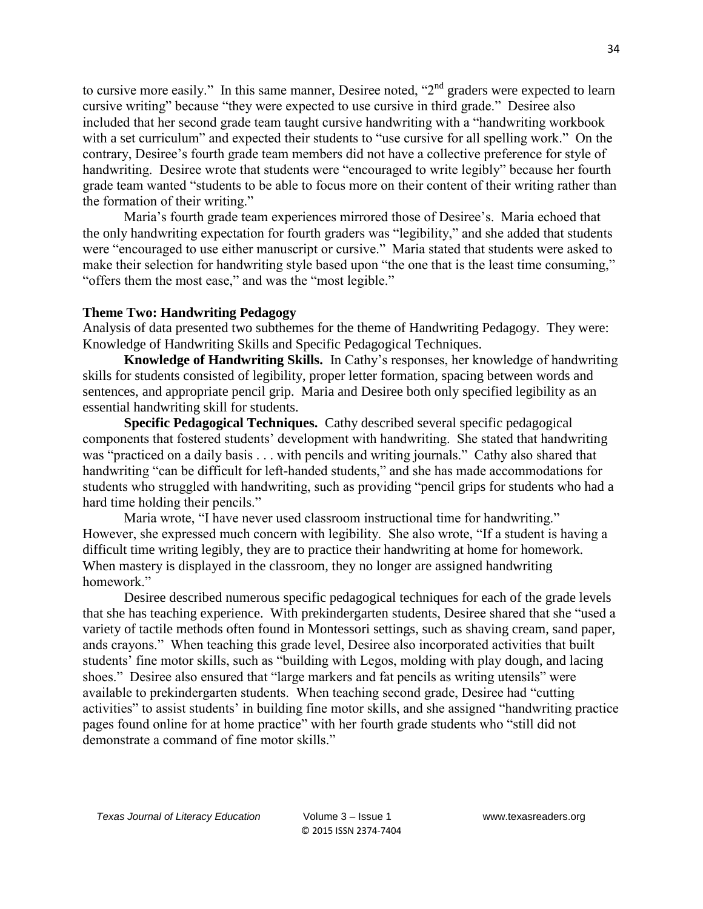to cursive more easily." In this same manner, Desiree noted, "2nd graders were expected to learn cursive writing" because "they were expected to use cursive in third grade." Desiree also included that her second grade team taught cursive handwriting with a "handwriting workbook with a set curriculum" and expected their students to "use cursive for all spelling work." On the contrary, Desiree's fourth grade team members did not have a collective preference for style of handwriting. Desiree wrote that students were "encouraged to write legibly" because her fourth grade team wanted "students to be able to focus more on their content of their writing rather than the formation of their writing."

Maria's fourth grade team experiences mirrored those of Desiree's. Maria echoed that the only handwriting expectation for fourth graders was "legibility," and she added that students were "encouraged to use either manuscript or cursive." Maria stated that students were asked to make their selection for handwriting style based upon "the one that is the least time consuming," "offers them the most ease," and was the "most legible."

### Theme Two: Handwriting Pedagogy

Analysis of data presented two subthemes for the theme of Handwriting Pedagogy. They were: Knowledge of Handwriting Skills and Specific Pedagogical Techniques.

**Knowledge of Handwriting Skills.** In Cathy's responses, her knowledge of handwriting skills for students consisted of legibility, proper letter formation, spacing between words and sentences, and appropriate pencil grip. Maria and Desiree both only specified legibility as an essential handwriting skill for students.

**Specific Pedagogical Techniques.** Cathy described several specific pedagogical components that fostered students' development with handwriting. She stated that handwriting was "practiced on a daily basis . . . with pencils and writing journals." Cathy also shared that handwriting "can be difficult for left-handed students," and she has made accommodations for students who struggled with handwriting, such as providing "pencil grips for students who had a hard time holding their pencils."

Maria wrote, "I have never used classroom instructional time for handwriting." However, she expressed much concern with legibility. She also wrote, "If a student is having a difficult time writing legibly, they are to practice their handwriting at home for homework. When mastery is displayed in the classroom, they no longer are assigned handwriting homework."

Desiree described numerous specific pedagogical techniques for each of the grade levels that she has teaching experience. With prekindergarten students, Desiree shared that she "used a variety of tactile methods often found in Montessori settings, such as shaving cream, sand paper, ands crayons." When teaching this grade level, Desiree also incorporated activities that built students' fine motor skills, such as "building with Legos, molding with play dough, and lacing shoes." Desiree also ensured that "large markers and fat pencils as writing utensils" were available to prekindergarten students. When teaching second grade, Desiree had "cutting activities" to assist students' in building fine motor skills, and she assigned "handwriting practice pages found online for at home practice" with her fourth grade students who "still did not demonstrate a command of fine motor skills."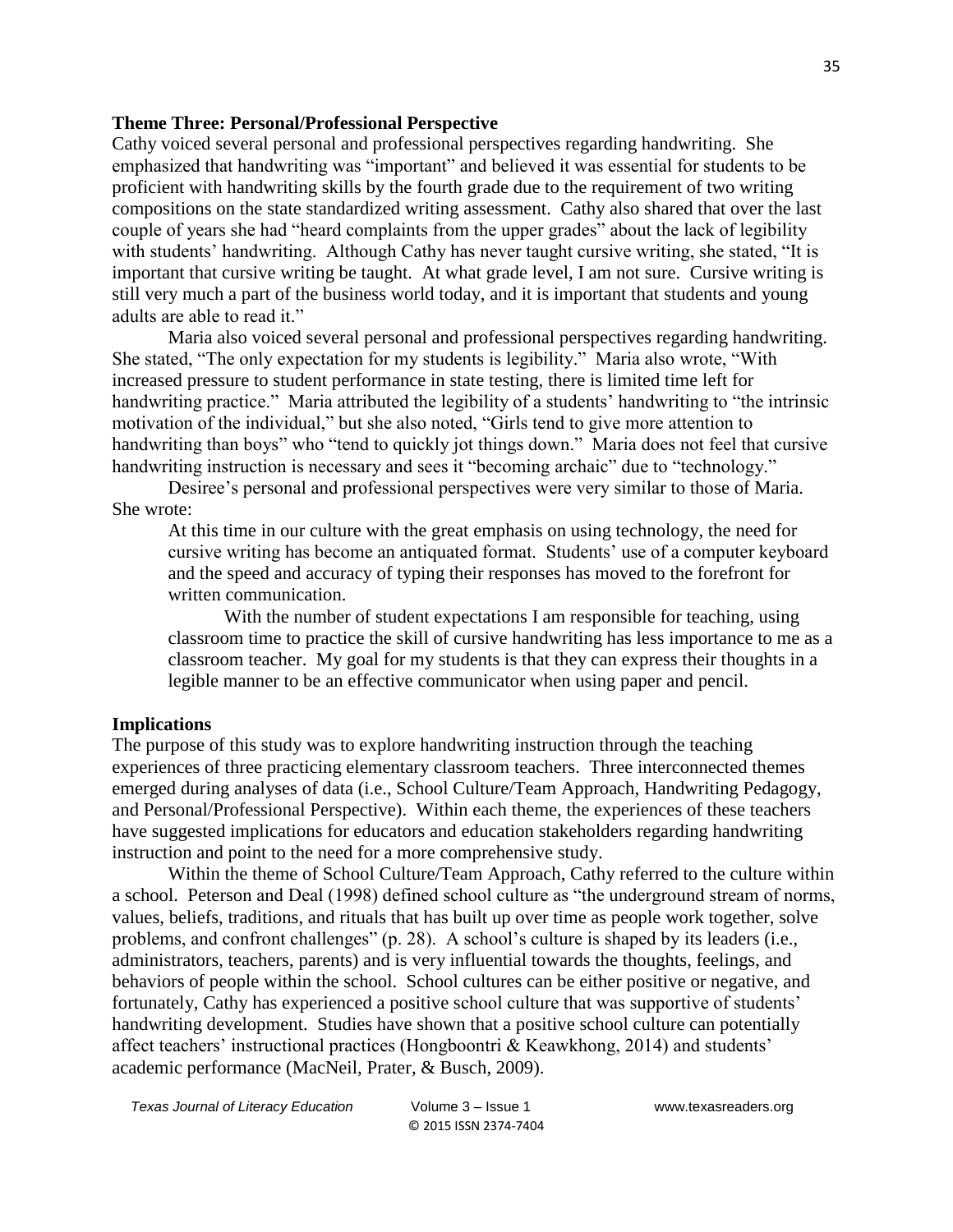### Theme Three: Personal/Professional Perspective

Cathy voiced several personal and professional perspectives regarding handwriting. She emphasized that handwriting was "important" and believed it was essential for students to be proficient with handwriting skills by the fourth grade due to the requirement of two writing compositions on the state standardized writing assessment. Cathy also shared that over the last couple of years she had "heard complaints from the upper grades" about the lack of legibility with students' handwriting. Although Cathy has never taught cursive writing, she stated, "It is important that cursive writing be taught. At what grade level, I am not sure. Cursive writing is still very much a part of the business world today, and it is important that students and young adults are able to read it."

Maria also voiced several personal and professional perspectives regarding handwriting. She stated, "The only expectation for my students is legibility." Maria also wrote, "With increased pressure to student performance in state testing, there is limited time left for handwriting practice." Maria attributed the legibility of a students' handwriting to "the intrinsic motivation of the individual," but she also noted, "Girls tend to give more attention to handwriting than boys" who "tend to quickly jot things down." Maria does not feel that cursive handwriting instruction is necessary and sees it "becoming archaic" due to "technology."

Desiree's personal and professional perspectives were very similar to those of Maria. She wrote:

> At this time in our culture with the great emphasis on using technology, the need for cursive writing has become an antiquated format. Students' use of a computer keyboard and the speed and accuracy of typing their responses has moved to the forefront for written communication.
>
> With the number of student expectations I am responsible for teaching, using classroom time to practice the skill of cursive handwriting has less importance to me as a classroom teacher. My goal for my students is that they can express their thoughts in a legible manner to be an effective communicator when using paper and pencil.

### Implications

The purpose of this study was to explore handwriting instruction through the teaching experiences of three practicing elementary classroom teachers. Three interconnected themes emerged during analyses of data (i.e., School Culture/Team Approach, Handwriting Pedagogy, and Personal/Professional Perspective). Within each theme, the experiences of these teachers have suggested implications for educators and education stakeholders regarding handwriting instruction and point to the need for a more comprehensive study.

Within the theme of School Culture/Team Approach, Cathy referred to the culture within a school. Peterson and Deal (1998) defined school culture as "the underground stream of norms, values, beliefs, traditions, and rituals that has built up over time as people work together, solve problems, and confront challenges" (p. 28). A school's culture is shaped by its leaders (i.e., administrators, teachers, parents) and is very influential towards the thoughts, feelings, and behaviors of people within the school. School cultures can be either positive or negative, and fortunately, Cathy has experienced a positive school culture that was supportive of students' handwriting development. Studies have shown that a positive school culture can potentially affect teachers' instructional practices (Hongboontri & Keawkhong, 2014) and students' academic performance (MacNeil, Prater, & Busch, 2009).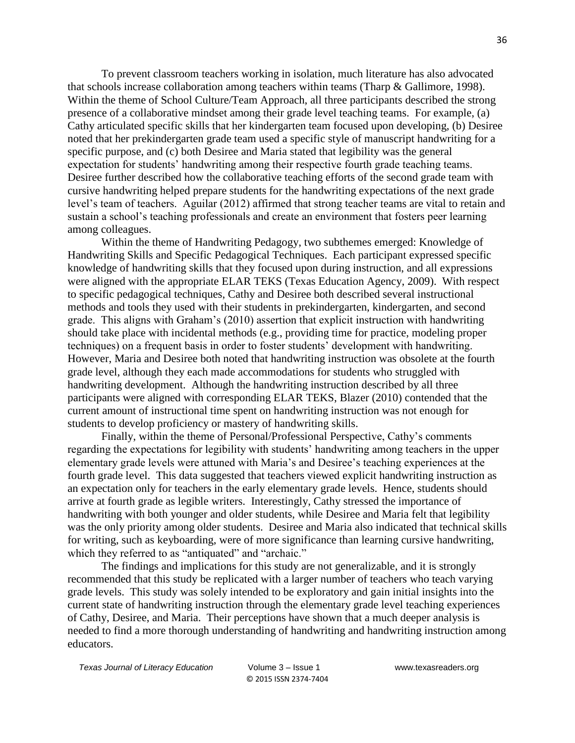To prevent classroom teachers working in isolation, much literature has also advocated that schools increase collaboration among teachers within teams (Tharp & Gallimore, 1998). Within the theme of School Culture/Team Approach, all three participants described the strong presence of a collaborative mindset among their grade level teaching teams. For example, (a) Cathy articulated specific skills that her kindergarten team focused upon developing, (b) Desiree noted that her prekindergarten grade team used a specific style of manuscript handwriting for a specific purpose, and (c) both Desiree and Maria stated that legibility was the general expectation for students' handwriting among their respective fourth grade teaching teams. Desiree further described how the collaborative teaching efforts of the second grade team with cursive handwriting helped prepare students for the handwriting expectations of the next grade level's team of teachers. Aguilar (2012) affirmed that strong teacher teams are vital to retain and sustain a school's teaching professionals and create an environment that fosters peer learning among colleagues.

Within the theme of Handwriting Pedagogy, two subthemes emerged: Knowledge of Handwriting Skills and Specific Pedagogical Techniques. Each participant expressed specific knowledge of handwriting skills that they focused upon during instruction, and all expressions were aligned with the appropriate ELAR TEKS (Texas Education Agency, 2009). With respect to specific pedagogical techniques, Cathy and Desiree both described several instructional methods and tools they used with their students in prekindergarten, kindergarten, and second grade. This aligns with Graham's (2010) assertion that explicit instruction with handwriting should take place with incidental methods (e.g., providing time for practice, modeling proper techniques) on a frequent basis in order to foster students' development with handwriting. However, Maria and Desiree both noted that handwriting instruction was obsolete at the fourth grade level, although they each made accommodations for students who struggled with handwriting development. Although the handwriting instruction described by all three participants were aligned with corresponding ELAR TEKS, Blazer (2010) contended that the current amount of instructional time spent on handwriting instruction was not enough for students to develop proficiency or mastery of handwriting skills.

Finally, within the theme of Personal/Professional Perspective, Cathy's comments regarding the expectations for legibility with students' handwriting among teachers in the upper elementary grade levels were attuned with Maria's and Desiree's teaching experiences at the fourth grade level. This data suggested that teachers viewed explicit handwriting instruction as an expectation only for teachers in the early elementary grade levels. Hence, students should arrive at fourth grade as legible writers. Interestingly, Cathy stressed the importance of handwriting with both younger and older students, while Desiree and Maria felt that legibility was the only priority among older students. Desiree and Maria also indicated that technical skills for writing, such as keyboarding, were of more significance than learning cursive handwriting, which they referred to as "antiquated" and "archaic."

The findings and implications for this study are not generalizable, and it is strongly recommended that this study be replicated with a larger number of teachers who teach varying grade levels. This study was solely intended to be exploratory and gain initial insights into the current state of handwriting instruction through the elementary grade level teaching experiences of Cathy, Desiree, and Maria. Their perceptions have shown that a much deeper analysis is needed to find a more thorough understanding of handwriting and handwriting instruction among educators.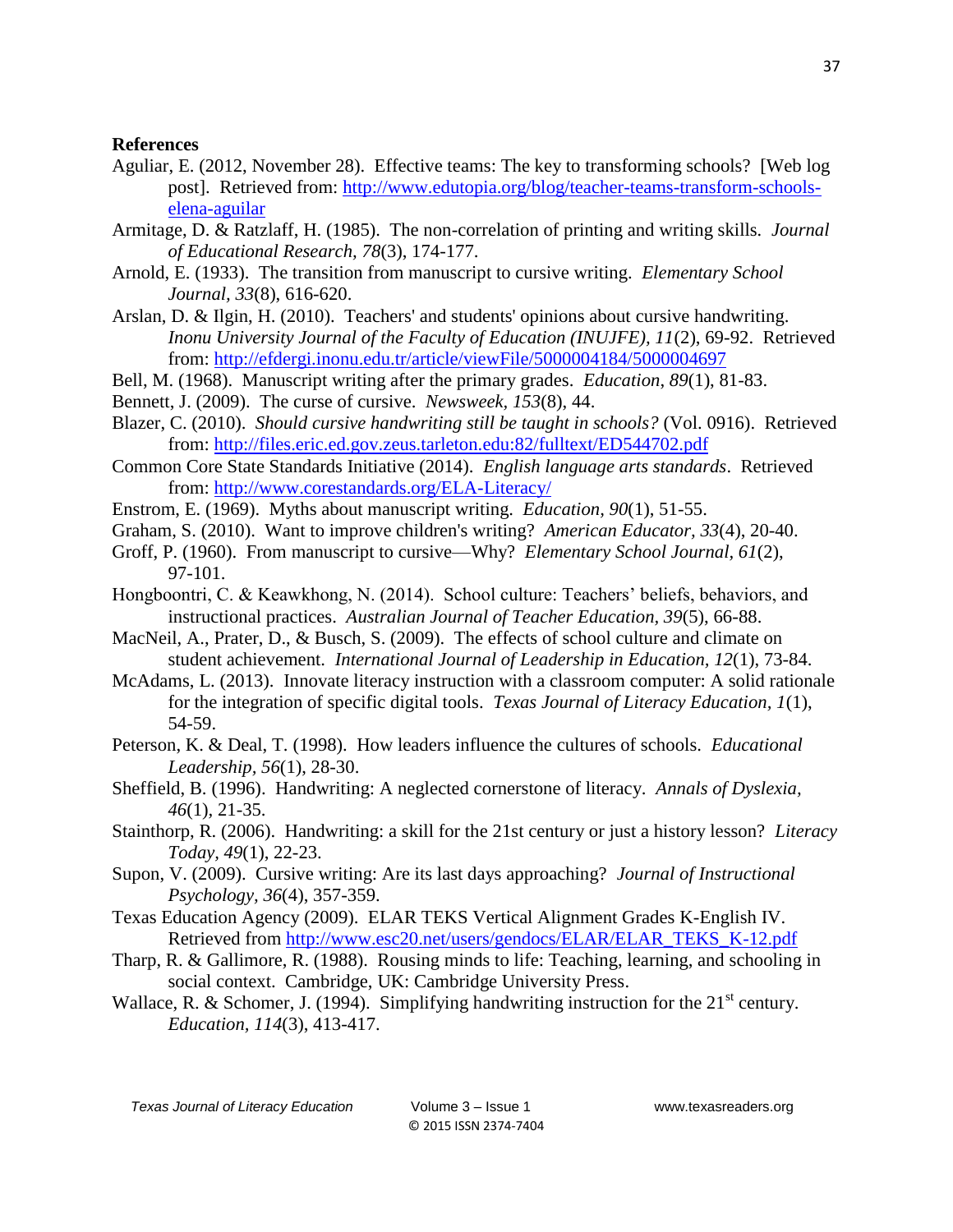## References

Aguliar, E. (2012, November 28). Effective teams: The key to transforming schools? [Web log post]. Retrieved from: http://www.edutopia.org/blog/teacher-teams-transform-schools-elena-aguilar

Armitage, D. & Ratzlaff, H. (1985). The non-correlation of printing and writing skills. *Journal of Educational Research, 78*(3), 174-177.

Arnold, E. (1933). The transition from manuscript to cursive writing. *Elementary School Journal*, *33*(8), 616-620.

Arslan, D. & Ilgin, H. (2010). Teachers' and students' opinions about cursive handwriting. *Inonu University Journal of the Faculty of Education (INUJFE), 11*(2), 69-92. Retrieved from: http://efdergi.inonu.edu.tr/article/viewFile/5000004184/5000004697

Bell, M. (1968). Manuscript writing after the primary grades. *Education*, *89*(1), 81-83.

Bennett, J. (2009). The curse of cursive. *Newsweek*, *153*(8), 44.

Blazer, C. (2010). *Should cursive handwriting still be taught in schools?* (Vol. 0916). Retrieved from: http://files.eric.ed.gov.zeus.tarleton.edu:82/fulltext/ED544702.pdf

Common Core State Standards Initiative (2014). *English language arts standards*. Retrieved from: http://www.corestandards.org/ELA-Literacy/

Enstrom, E. (1969). Myths about manuscript writing. *Education, 90*(1), 51-55.

Graham, S. (2010). Want to improve children's writing? *American Educator*, *33*(4), 20-40.

Groff, P. (1960). From manuscript to cursive—Why? *Elementary School Journal*, *61*(2), 97-101.

Hongboontri, C. & Keawkhong, N. (2014). School culture: Teachers' beliefs, behaviors, and instructional practices. *Australian Journal of Teacher Education, 39*(5), 66-88.

MacNeil, A., Prater, D., & Busch, S. (2009). The effects of school culture and climate on student achievement. *International Journal of Leadership in Education*, *12*(1), 73-84.

McAdams, L. (2013). Innovate literacy instruction with a classroom computer: A solid rationale for the integration of specific digital tools. *Texas Journal of Literacy Education*, *1*(1), 54-59.

Peterson, K. & Deal, T. (1998). How leaders influence the cultures of schools. *Educational Leadership*, *56*(1), 28-30.

Sheffield, B. (1996). Handwriting: A neglected cornerstone of literacy. *Annals of Dyslexia, 46*(1), 21-35.

Stainthorp, R. (2006). Handwriting: a skill for the 21st century or just a history lesson? *Literacy Today, 49*(1), 22-23.

Supon, V. (2009). Cursive writing: Are its last days approaching? *Journal of Instructional Psychology*, *36*(4), 357-359.

Texas Education Agency (2009). ELAR TEKS Vertical Alignment Grades K-English IV. Retrieved from http://www.esc20.net/users/gendocs/ELAR/ELAR_TEKS_K-12.pdf

Tharp, R. & Gallimore, R. (1988). Rousing minds to life: Teaching, learning, and schooling in social context. Cambridge, UK: Cambridge University Press.

Wallace, R. & Schomer, J. (1994). Simplifying handwriting instruction for the 21st century. *Education, 114*(3), 413-417.